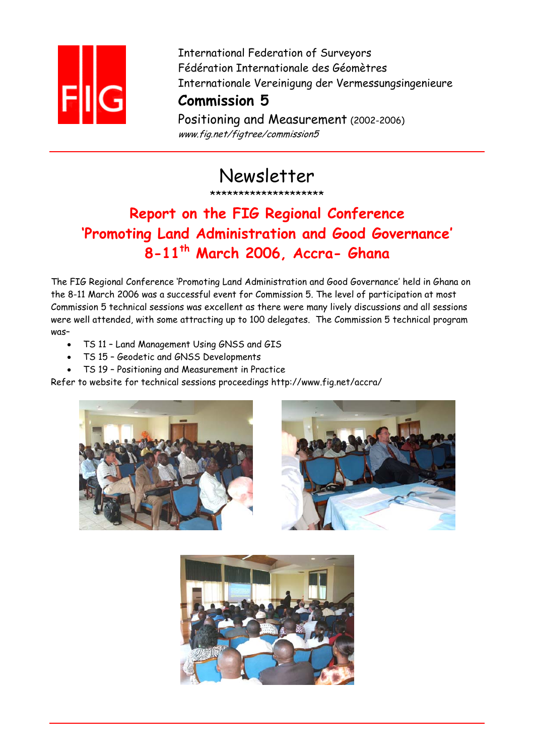International Federation of Surveyors
Fédération Internationale des Géomètres
Internationale Vereinigung der Vermessungsingenieure

**Commission 5**

Positioning and Measurement (2002-2006)
*www.fig.net/figtree/commission5*

# Newsletter

********************

## Report on the FIG Regional Conference 'Promoting Land Administration and Good Governance' 8-11th March 2006, Accra- Ghana

The FIG Regional Conference 'Promoting Land Administration and Good Governance' held in Ghana on the 8-11 March 2006 was a successful event for Commission 5. The level of participation at most Commission 5 technical sessions was excellent as there were many lively discussions and all sessions were well attended, with some attracting up to 100 delegates. The Commission 5 technical program was–

- TS 11 – Land Management Using GNSS and GIS
- TS 15 – Geodetic and GNSS Developments
- TS 19 – Positioning and Measurement in Practice

Refer to website for technical sessions proceedings http://www.fig.net/accra/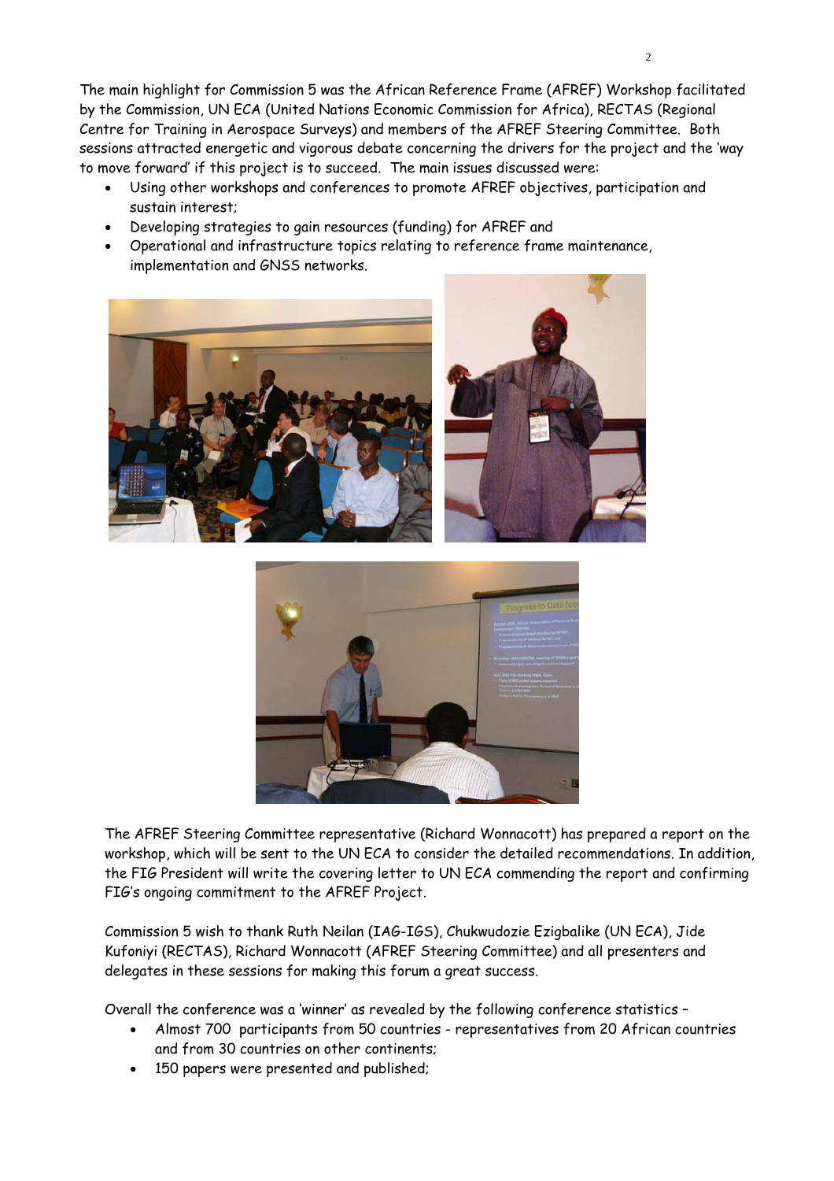The main highlight for Commission 5 was the African Reference Frame (AFREF) Workshop facilitated by the Commission, UN ECA (United Nations Economic Commission for Africa), RECTAS (Regional Centre for Training in Aerospace Surveys) and members of the AFREF Steering Committee. Both sessions attracted energetic and vigorous debate concerning the drivers for the project and the 'way to move forward' if this project is to succeed. The main issues discussed were:

- Using other workshops and conferences to promote AFREF objectives, participation and sustain interest;
- Developing strategies to gain resources (funding) for AFREF and
- Operational and infrastructure topics relating to reference frame maintenance, implementation and GNSS networks.

The AFREF Steering Committee representative (Richard Wonnacott) has prepared a report on the workshop, which will be sent to the UN ECA to consider the detailed recommendations. In addition, the FIG President will write the covering letter to UN ECA commending the report and confirming FIG's ongoing commitment to the AFREF Project.

Commission 5 wish to thank Ruth Neilan (IAG-IGS), Chukwudozie Ezigbalike (UN ECA), Jide Kufoniyi (RECTAS), Richard Wonnacott (AFREF Steering Committee) and all presenters and delegates in these sessions for making this forum a great success.

Overall the conference was a 'winner' as revealed by the following conference statistics –

- Almost 700 participants from 50 countries - representatives from 20 African countries and from 30 countries on other continents;
- 150 papers were presented and published;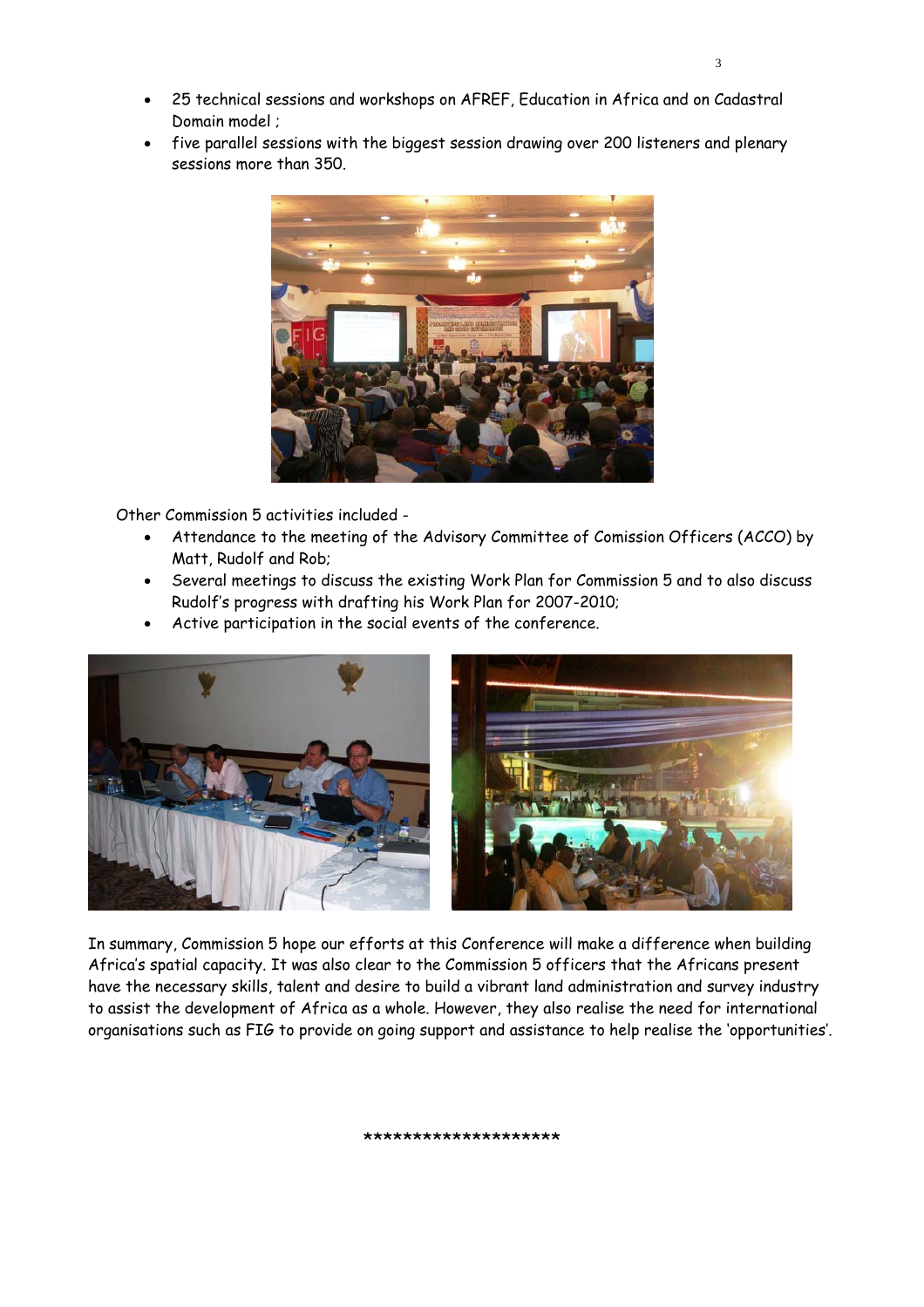- 25 technical sessions and workshops on AFREF, Education in Africa and on Cadastral Domain model ;
- five parallel sessions with the biggest session drawing over 200 listeners and plenary sessions more than 350.

Other Commission 5 activities included -

- Attendance to the meeting of the Advisory Committee of Comission Officers (ACCO) by Matt, Rudolf and Rob;
- Several meetings to discuss the existing Work Plan for Commission 5 and to also discuss Rudolf's progress with drafting his Work Plan for 2007-2010;
- Active participation in the social events of the conference.

In summary, Commission 5 hope our efforts at this Conference will make a difference when building Africa's spatial capacity. It was also clear to the Commission 5 officers that the Africans present have the necessary skills, talent and desire to build a vibrant land administration and survey industry to assist the development of Africa as a whole. However, they also realise the need for international organisations such as FIG to provide on going support and assistance to help realise the 'opportunities'.

*******************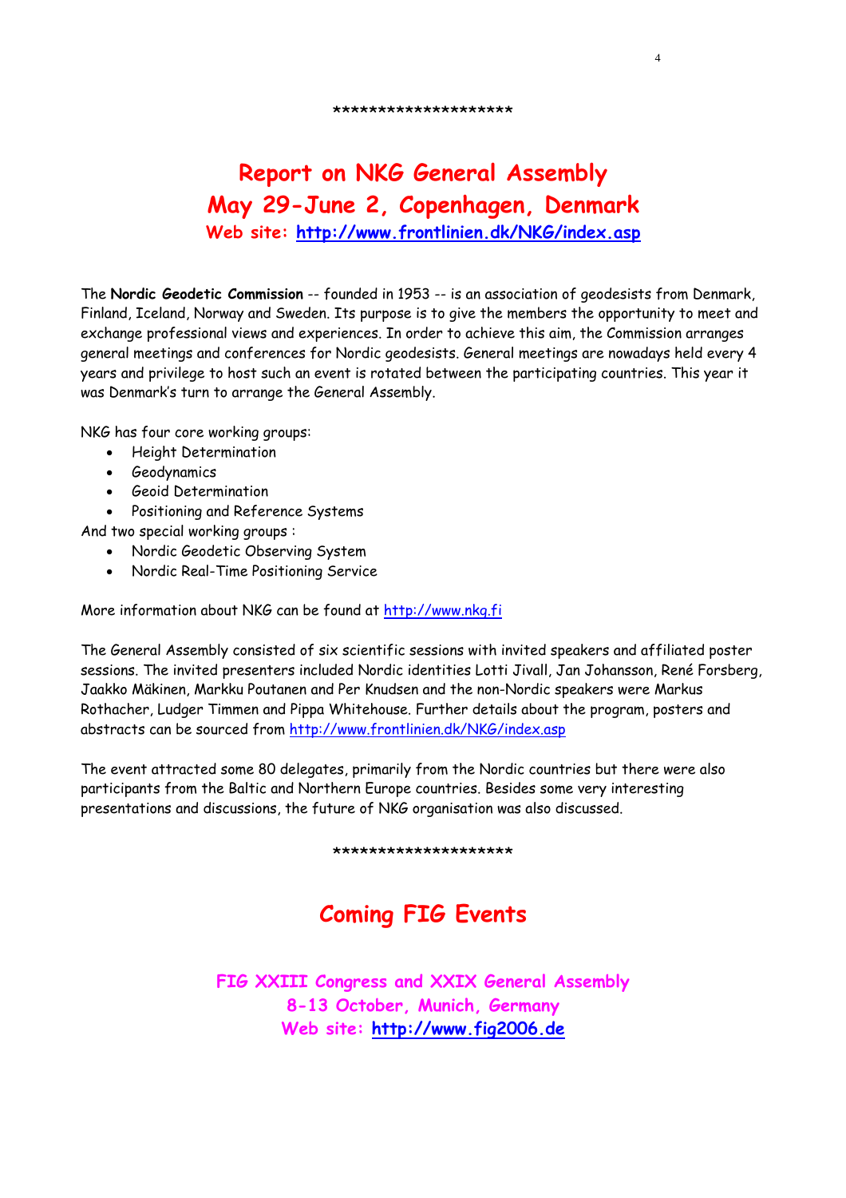********************

# Report on NKG General Assembly
# May 29-June 2, Copenhagen, Denmark
### Web site: http://www.frontlinien.dk/NKG/index.asp

The **Nordic Geodetic Commission** -- founded in 1953 -- is an association of geodesists from Denmark, Finland, Iceland, Norway and Sweden. Its purpose is to give the members the opportunity to meet and exchange professional views and experiences. In order to achieve this aim, the Commission arranges general meetings and conferences for Nordic geodesists. General meetings are nowadays held every 4 years and privilege to host such an event is rotated between the participating countries. This year it was Denmark's turn to arrange the General Assembly.

NKG has four core working groups:

- Height Determination
- Geodynamics
- Geoid Determination
- Positioning and Reference Systems

And two special working groups :

- Nordic Geodetic Observing System
- Nordic Real-Time Positioning Service

More information about NKG can be found at http://www.nkg.fi

The General Assembly consisted of six scientific sessions with invited speakers and affiliated poster sessions. The invited presenters included Nordic identities Lotti Jivall, Jan Johansson, René Forsberg, Jaakko Mäkinen, Markku Poutanen and Per Knudsen and the non-Nordic speakers were Markus Rothacher, Ludger Timmen and Pippa Whitehouse. Further details about the program, posters and abstracts can be sourced from http://www.frontlinien.dk/NKG/index.asp

The event attracted some 80 delegates, primarily from the Nordic countries but there were also participants from the Baltic and Northern Europe countries. Besides some very interesting presentations and discussions, the future of NKG organisation was also discussed.

********************

# Coming FIG Events

### FIG XXIII Congress and XXIX General Assembly
### 8-13 October, Munich, Germany
### Web site: http://www.fig2006.de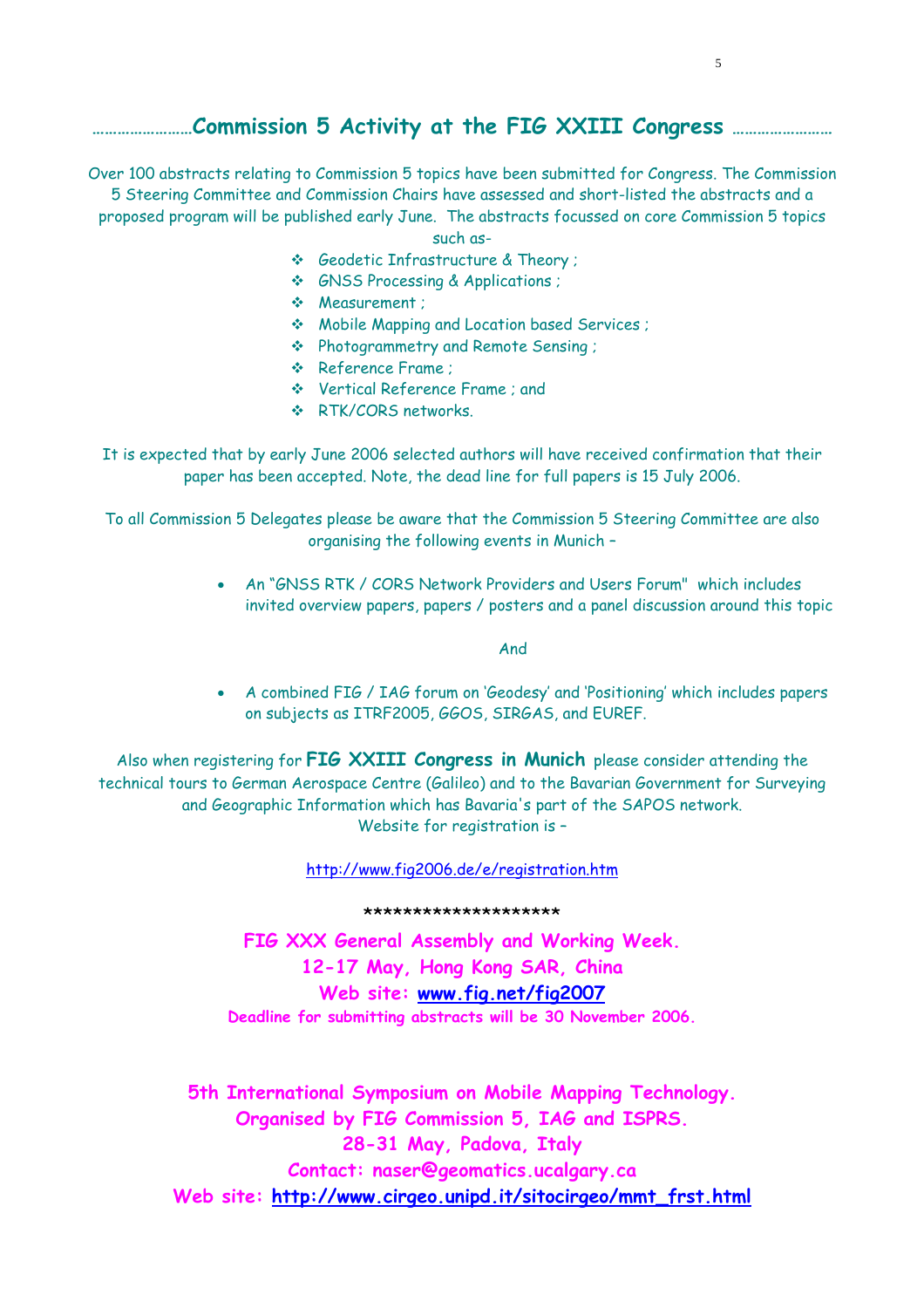## ……………………Commission 5 Activity at the FIG XXIII Congress ……………………

Over 100 abstracts relating to Commission 5 topics have been submitted for Congress. The Commission 5 Steering Committee and Commission Chairs have assessed and short-listed the abstracts and a proposed program will be published early June. The abstracts focussed on core Commission 5 topics such as-

- Geodetic Infrastructure & Theory ;
- GNSS Processing & Applications ;
- Measurement ;
- Mobile Mapping and Location based Services ;
- Photogrammetry and Remote Sensing ;
- Reference Frame ;
- Vertical Reference Frame ; and
- RTK/CORS networks.

It is expected that by early June 2006 selected authors will have received confirmation that their paper has been accepted. Note, the dead line for full papers is 15 July 2006.

To all Commission 5 Delegates please be aware that the Commission 5 Steering Committee are also organising the following events in Munich –

- An "GNSS RTK / CORS Network Providers and Users Forum" which includes invited overview papers, papers / posters and a panel discussion around this topic

And

- A combined FIG / IAG forum on 'Geodesy' and 'Positioning' which includes papers on subjects as ITRF2005, GGOS, SIRGAS, and EUREF.

Also when registering for **FIG XXIII Congress in Munich** please consider attending the technical tours to German Aerospace Centre (Galileo) and to the Bavarian Government for Surveying and Geographic Information which has Bavaria's part of the SAPOS network.
Website for registration is –

http://www.fig2006.de/e/registration.htm

********************

**FIG XXX General Assembly and Working Week.**
**12-17 May, Hong Kong SAR, China**
**Web site: www.fig.net/fig2007**
**Deadline for submitting abstracts will be 30 November 2006.**

**5th International Symposium on Mobile Mapping Technology.**
**Organised by FIG Commission 5, IAG and ISPRS.**
**28-31 May, Padova, Italy**
**Contact: naser@geomatics.ucalgary.ca**
**Web site: http://www.cirgeo.unipd.it/sitocirgeo/mmt_frst.html**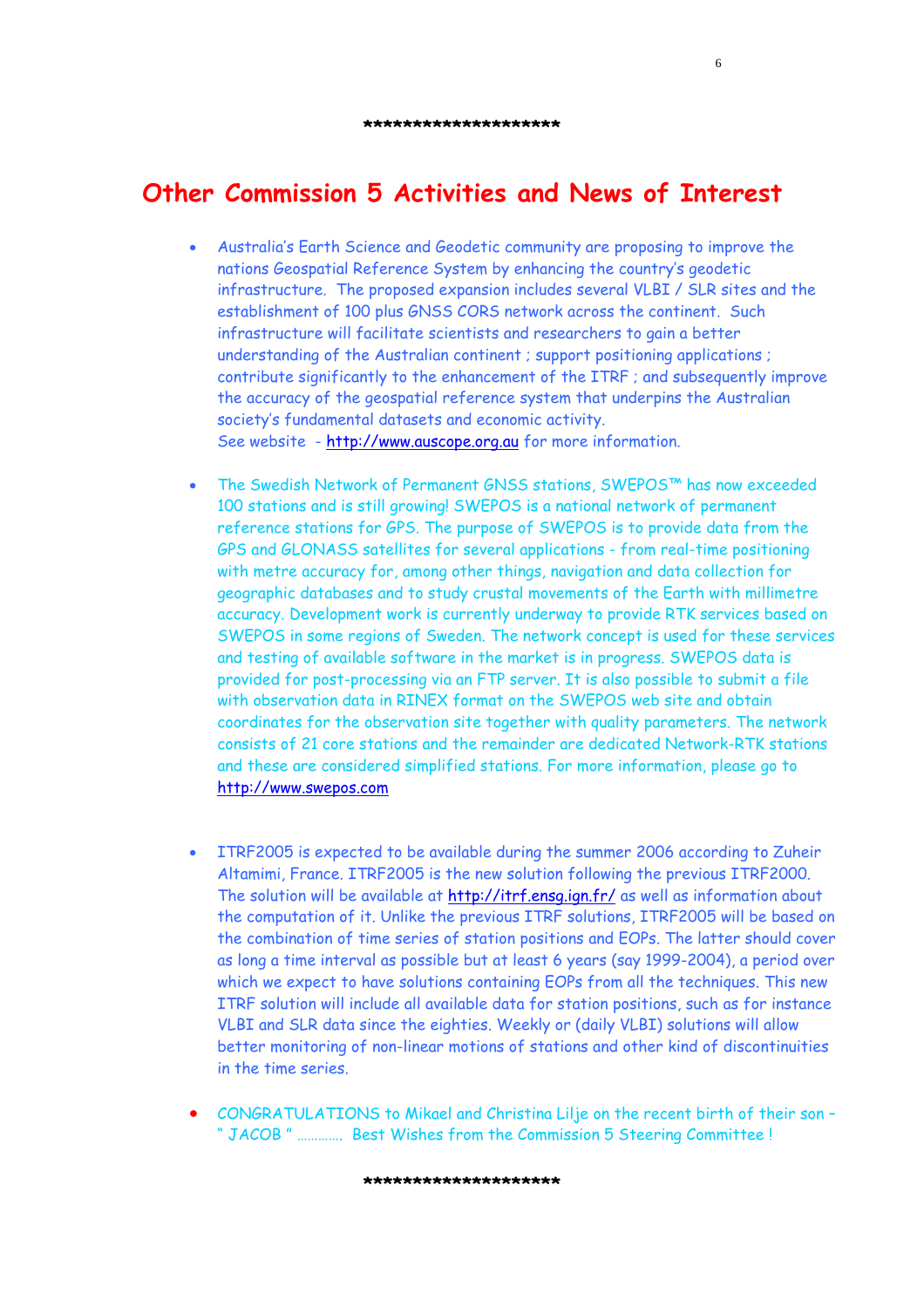********************

# Other Commission 5 Activities and News of Interest

- Australia's Earth Science and Geodetic community are proposing to improve the nations Geospatial Reference System by enhancing the country's geodetic infrastructure. The proposed expansion includes several VLBI / SLR sites and the establishment of 100 plus GNSS CORS network across the continent. Such infrastructure will facilitate scientists and researchers to gain a better understanding of the Australian continent ; support positioning applications ; contribute significantly to the enhancement of the ITRF ; and subsequently improve the accuracy of the geospatial reference system that underpins the Australian society's fundamental datasets and economic activity.
  See website - http://www.auscope.org.au for more information.

- The Swedish Network of Permanent GNSS stations, SWEPOS™ has now exceeded 100 stations and is still growing! SWEPOS is a national network of permanent reference stations for GPS. The purpose of SWEPOS is to provide data from the GPS and GLONASS satellites for several applications - from real-time positioning with metre accuracy for, among other things, navigation and data collection for geographic databases and to study crustal movements of the Earth with millimetre accuracy. Development work is currently underway to provide RTK services based on SWEPOS in some regions of Sweden. The network concept is used for these services and testing of available software in the market is in progress. SWEPOS data is provided for post-processing via an FTP server. It is also possible to submit a file with observation data in RINEX format on the SWEPOS web site and obtain coordinates for the observation site together with quality parameters. The network consists of 21 core stations and the remainder are dedicated Network-RTK stations and these are considered simplified stations. For more information, please go to http://www.swepos.com

- ITRF2005 is expected to be available during the summer 2006 according to Zuheir Altamimi, France. ITRF2005 is the new solution following the previous ITRF2000. The solution will be available at http://itrf.ensg.ign.fr/ as well as information about the computation of it. Unlike the previous ITRF solutions, ITRF2005 will be based on the combination of time series of station positions and EOPs. The latter should cover as long a time interval as possible but at least 6 years (say 1999-2004), a period over which we expect to have solutions containing EOPs from all the techniques. This new ITRF solution will include all available data for station positions, such as for instance VLBI and SLR data since the eighties. Weekly or (daily VLBI) solutions will allow better monitoring of non-linear motions of stations and other kind of discontinuities in the time series.

- CONGRATULATIONS to Mikael and Christina Lilje on the recent birth of their son – " JACOB " …………. Best Wishes from the Commission 5 Steering Committee !

********************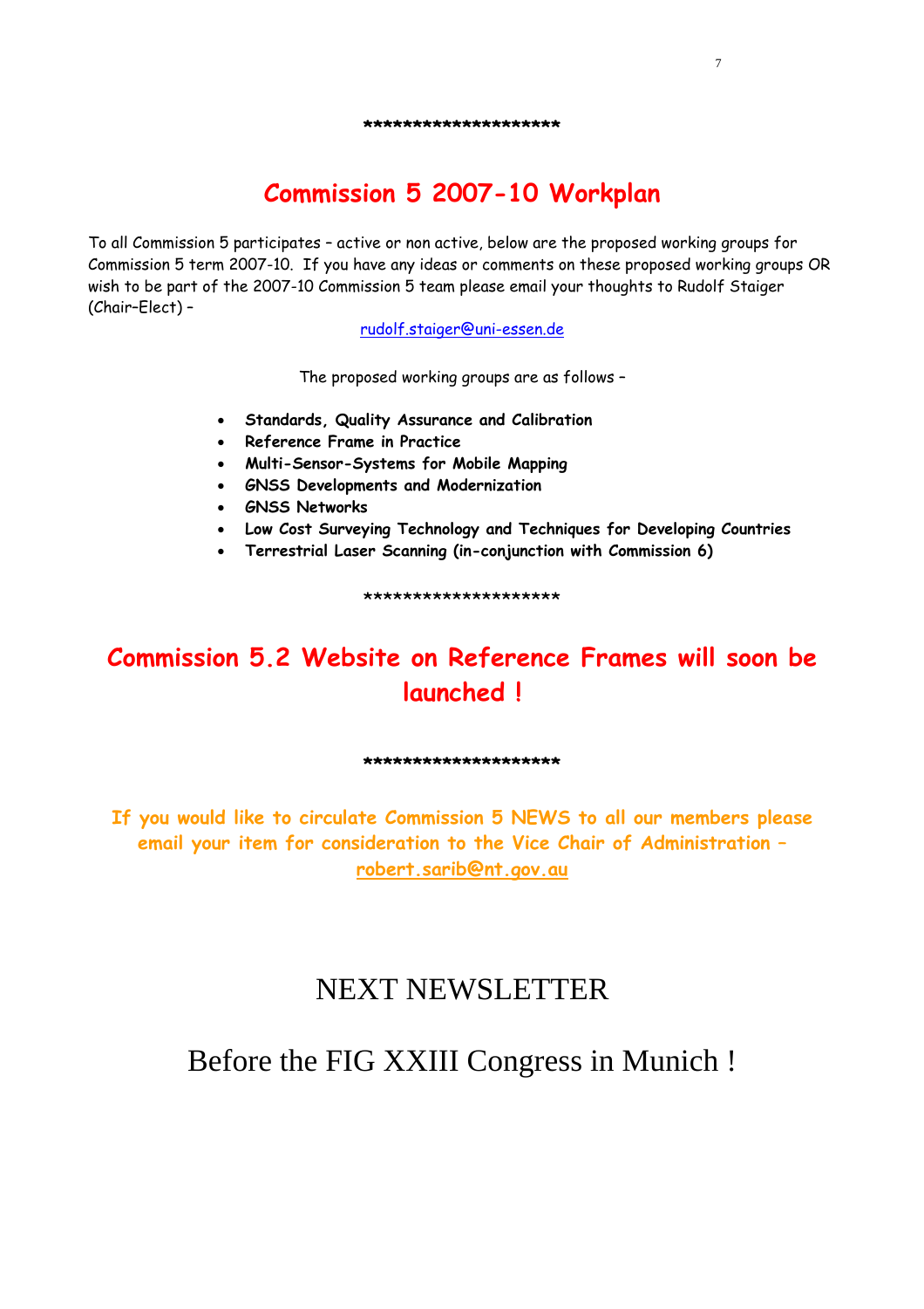********************

## Commission 5 2007-10 Workplan

To all Commission 5 participates – active or non active, below are the proposed working groups for Commission 5 term 2007-10. If you have any ideas or comments on these proposed working groups OR wish to be part of the 2007-10 Commission 5 team please email your thoughts to Rudolf Staiger (Chair–Elect) –

rudolf.staiger@uni-essen.de

The proposed working groups are as follows –

- **Standards, Quality Assurance and Calibration**
- **Reference Frame in Practice**
- **Multi-Sensor-Systems for Mobile Mapping**
- **GNSS Developments and Modernization**
- **GNSS Networks**
- **Low Cost Surveying Technology and Techniques for Developing Countries**
- **Terrestrial Laser Scanning (in-conjunction with Commission 6)**

********************

## Commission 5.2 Website on Reference Frames will soon be launched !

********************

**If you would like to circulate Commission 5 NEWS to all our members please email your item for consideration to the Vice Chair of Administration – robert.sarib@nt.gov.au**

# NEXT NEWSLETTER

# Before the FIG XXIII Congress in Munich !